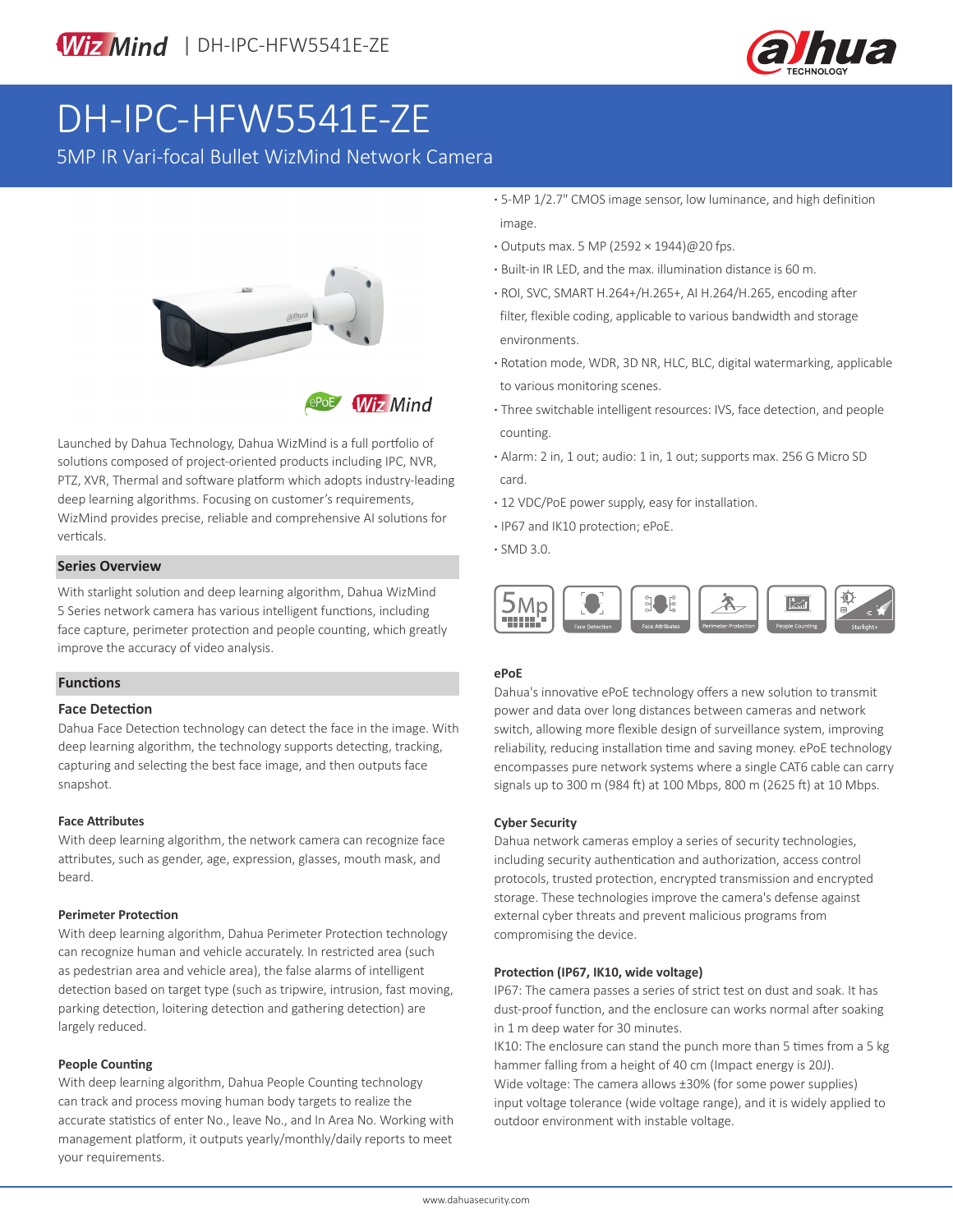# DH-IPC-HFW5541E-ZE

## 5MP IR Vari-focal Bullet WizMind Network Camera

- 5-MP 1/2.7" CMOS image sensor, low luminance, and high definition image.
- Outputs max. 5 MP (2592 × 1944)@20 fps.
- Built-in IR LED, and the max. illumination distance is 60 m.
- ROI, SVC, SMART H.264+/H.265+, AI H.264/H.265, encoding after filter, flexible coding, applicable to various bandwidth and storage environments.
- Rotation mode, WDR, 3D NR, HLC, BLC, digital watermarking, applicable to various monitoring scenes.
- Three switchable intelligent resources: IVS, face detection, and people counting.
- Alarm: 2 in, 1 out; audio: 1 in, 1 out; supports max. 256 G Micro SD card.
- 12 VDC/PoE power supply, easy for installation.
- IP67 and IK10 protection; ePoE.
- SMD 3.0.

Launched by Dahua Technology, Dahua WizMind is a full portfolio of solutions composed of project-oriented products including IPC, NVR, PTZ, XVR, Thermal and software platform which adopts industry-leading deep learning algorithms. Focusing on customer's requirements, WizMind provides precise, reliable and comprehensive AI solutions for verticals.

### Series Overview

With starlight solution and deep learning algorithm, Dahua WizMind 5 Series network camera has various intelligent functions, including face capture, perimeter protection and people counting, which greatly improve the accuracy of video analysis.

### Functions

#### Face Detection

Dahua Face Detection technology can detect the face in the image. With deep learning algorithm, the technology supports detecting, tracking, capturing and selecting the best face image, and then outputs face snapshot.

#### Face Attributes

With deep learning algorithm, the network camera can recognize face attributes, such as gender, age, expression, glasses, mouth mask, and beard.

#### Perimeter Protection

With deep learning algorithm, Dahua Perimeter Protection technology can recognize human and vehicle accurately. In restricted area (such as pedestrian area and vehicle area), the false alarms of intelligent detection based on target type (such as tripwire, intrusion, fast moving, parking detection, loitering detection and gathering detection) are largely reduced.

#### People Counting

With deep learning algorithm, Dahua People Counting technology can track and process moving human body targets to realize the accurate statistics of enter No., leave No., and In Area No. Working with management platform, it outputs yearly/monthly/daily reports to meet your requirements.

#### ePoE

Dahua's innovative ePoE technology offers a new solution to transmit power and data over long distances between cameras and network switch, allowing more flexible design of surveillance system, improving reliability, reducing installation time and saving money. ePoE technology encompasses pure network systems where a single CAT6 cable can carry signals up to 300 m (984 ft) at 100 Mbps, 800 m (2625 ft) at 10 Mbps.

#### Cyber Security

Dahua network cameras employ a series of security technologies, including security authentication and authorization, access control protocols, trusted protection, encrypted transmission and encrypted storage. These technologies improve the camera's defense against external cyber threats and prevent malicious programs from compromising the device.

#### Protection (IP67, IK10, wide voltage)

IP67: The camera passes a series of strict test on dust and soak. It has dust-proof function, and the enclosure can works normal after soaking in 1 m deep water for 30 minutes.

IK10: The enclosure can stand the punch more than 5 times from a 5 kg hammer falling from a height of 40 cm (Impact energy is 20J).

Wide voltage: The camera allows ±30% (for some power supplies) input voltage tolerance (wide voltage range), and it is widely applied to outdoor environment with instable voltage.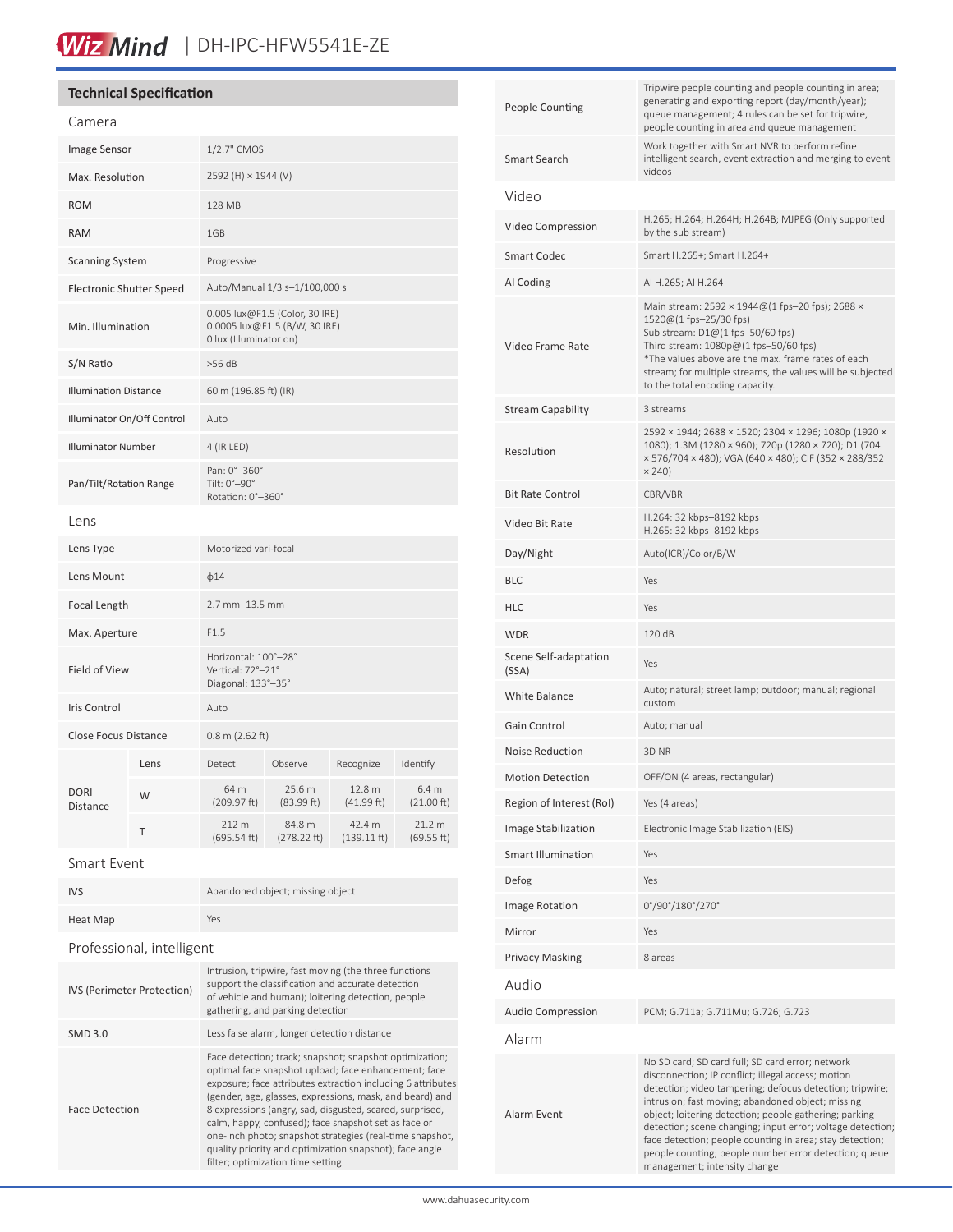## Technical Specification

### Camera

| | |
|---|---|
| Image Sensor | 1/2.7" CMOS |
| Max. Resolution | 2592 (H) × 1944 (V) |
| ROM | 128 MB |
| RAM | 1GB |
| Scanning System | Progressive |
| Electronic Shutter Speed | Auto/Manual 1/3 s–1/100,000 s |
| Min. Illumination | 0.005 lux@F1.5 (Color, 30 IRE)<br>0.0005 lux@F1.5 (B/W, 30 IRE)<br>0 lux (Illuminator on) |
| S/N Ratio | >56 dB |
| Illumination Distance | 60 m (196.85 ft) (IR) |
| Illuminator On/Off Control | Auto |
| Illuminator Number | 4 (IR LED) |
| Pan/Tilt/Rotation Range | Pan: 0°–360°<br>Tilt: 0°–90°<br>Rotation: 0°–360° |

### Lens

| | |
|---|---|
| Lens Type | Motorized vari-focal |
| Lens Mount | ϕ14 |
| Focal Length | 2.7 mm–13.5 mm |
| Max. Aperture | F1.5 |
| Field of View | Horizontal: 100°–28°<br>Vertical: 72°–21°<br>Diagonal: 133°–35° |
| Iris Control | Auto |
| Close Focus Distance | 0.8 m (2.62 ft) |

| DORI Distance | Lens | Detect | Observe | Recognize | Identify |
|---|---|---|---|---|---|
| | W | 64 m (209.97 ft) | 25.6 m (83.99 ft) | 12.8 m (41.99 ft) | 6.4 m (21.00 ft) |
| | T | 212 m (695.54 ft) | 84.8 m (278.22 ft) | 42.4 m (139.11 ft) | 21.2 m (69.55 ft) |

### Smart Event

| | |
|---|---|
| IVS | Abandoned object; missing object |
| Heat Map | Yes |

### Professional, intelligent

| | |
|---|---|
| IVS (Perimeter Protection) | Intrusion, tripwire, fast moving (the three functions support the classification and accurate detection of vehicle and human); loitering detection, people gathering, and parking detection |
| SMD 3.0 | Less false alarm, longer detection distance |
| Face Detection | Face detection; track; snapshot; snapshot optimization; optimal face snapshot upload; face enhancement; face exposure; face attributes extraction including 6 attributes (gender, age, glasses, expressions, mask, and beard) and 8 expressions (angry, sad, disgusted, scared, surprised, calm, happy, confused); face snapshot set as face or one-inch photo; snapshot strategies (real-time snapshot, quality priority and optimization snapshot); face angle filter; optimization time setting |
| People Counting | Tripwire people counting and people counting in area; generating and exporting report (day/month/year); queue management; 4 rules can be set for tripwire, people counting in area and queue management |
| Smart Search | Work together with Smart NVR to perform refine intelligent search, event extraction and merging to event videos |

### Video

| | |
|---|---|
| Video Compression | H.265; H.264; H.264H; H.264B; MJPEG (Only supported by the sub stream) |
| Smart Codec | Smart H.265+; Smart H.264+ |
| AI Coding | AI H.265; AI H.264 |
| Video Frame Rate | Main stream: 2592 × 1944@(1 fps–20 fps); 2688 × 1520@(1 fps–25/30 fps)<br>Sub stream: D1@(1 fps–50/60 fps)<br>Third stream: 1080p@(1 fps–50/60 fps)<br>*The values above are the max. frame rates of each stream; for multiple streams, the values will be subjected to the total encoding capacity. |
| Stream Capability | 3 streams |
| Resolution | 2592 × 1944; 2688 × 1520; 2304 × 1296; 1080p (1920 × 1080); 1.3M (1280 × 960); 720p (1280 × 720); D1 (704 × 576/704 × 480); VGA (640 × 480); CIF (352 × 288/352 × 240) |
| Bit Rate Control | CBR/VBR |
| Video Bit Rate | H.264: 32 kbps–8192 kbps<br>H.265: 32 kbps–8192 kbps |
| Day/Night | Auto(ICR)/Color/B/W |
| BLC | Yes |
| HLC | Yes |
| WDR | 120 dB |
| Scene Self-adaptation (SSA) | Yes |
| White Balance | Auto; natural; street lamp; outdoor; manual; regional custom |
| Gain Control | Auto; manual |
| Noise Reduction | 3D NR |
| Motion Detection | OFF/ON (4 areas, rectangular) |
| Region of Interest (RoI) | Yes (4 areas) |
| Image Stabilization | Electronic Image Stabilization (EIS) |
| Smart Illumination | Yes |
| Defog | Yes |
| Image Rotation | 0°/90°/180°/270° |
| Mirror | Yes |
| Privacy Masking | 8 areas |

### Audio

| | |
|---|---|
| Audio Compression | PCM; G.711a; G.711Mu; G.726; G.723 |

### Alarm

| | |
|---|---|
| Alarm Event | No SD card; SD card full; SD card error; network disconnection; IP conflict; illegal access; motion detection; video tampering; defocus detection; tripwire; intrusion; fast moving; abandoned object; missing object; loitering detection; people gathering; parking detection; scene changing; input error; voltage detection; face detection; people counting in area; stay detection; people counting; people number error detection; queue management; intensity change |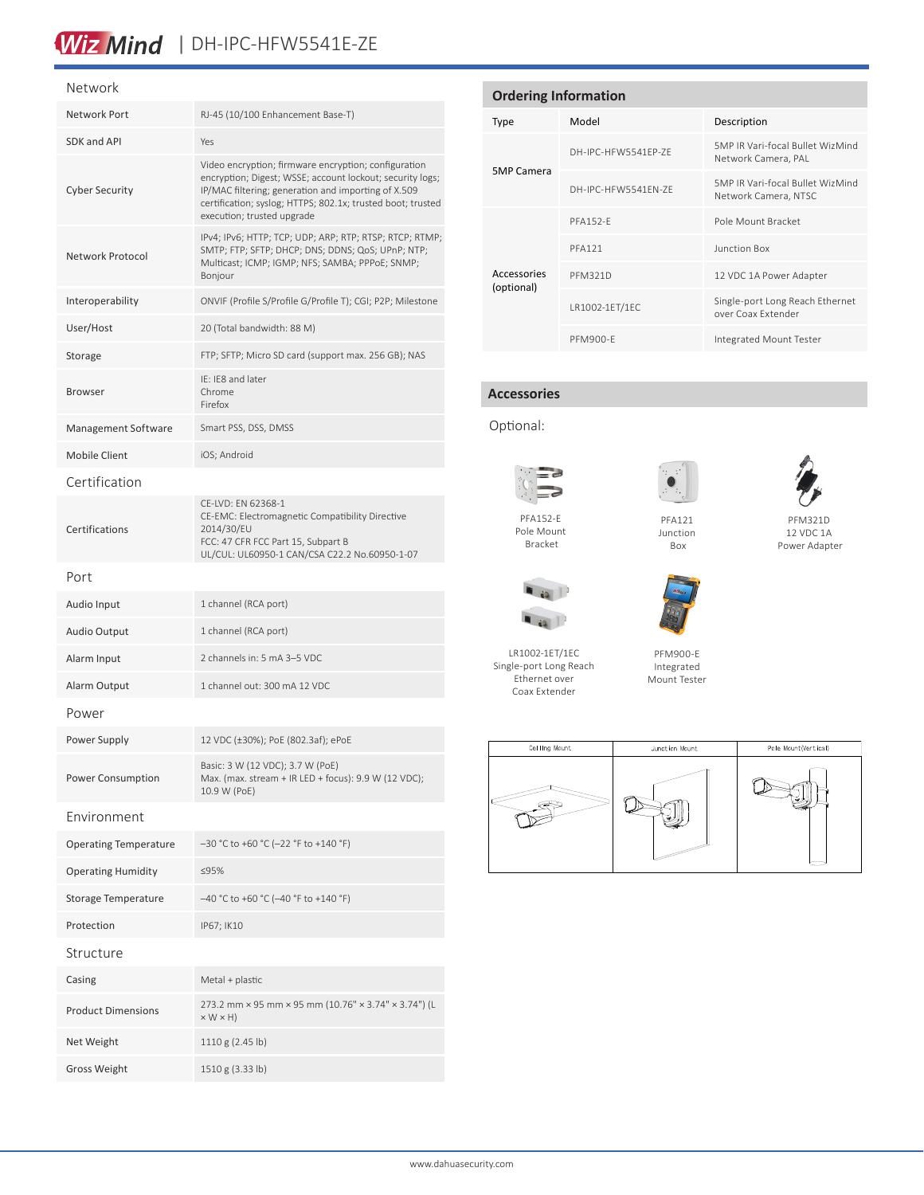## Network

| | |
|---|---|
| Network Port | RJ-45 (10/100 Enhancement Base-T) |
| SDK and API | Yes |
| Cyber Security | Video encryption; firmware encryption; configuration encryption; Digest; WSSE; account lockout; security logs; IP/MAC filtering; generation and importing of X.509 certification; syslog; HTTPS; 802.1x; trusted boot; trusted execution; trusted upgrade |
| Network Protocol | IPv4; IPv6; HTTP; TCP; UDP; ARP; RTP; RTSP; RTCP; RTMP; SMTP; FTP; SFTP; DHCP; DNS; DDNS; QoS; UPnP; NTP; Multicast; ICMP; IGMP; NFS; SAMBA; PPPoE; SNMP; Bonjour |
| Interoperability | ONVIF (Profile S/Profile G/Profile T); CGI; P2P; Milestone |
| User/Host | 20 (Total bandwidth: 88 M) |
| Storage | FTP; SFTP; Micro SD card (support max. 256 GB); NAS |
| Browser | IE: IE8 and later<br>Chrome<br>Firefox |
| Management Software | Smart PSS, DSS, DMSS |
| Mobile Client | iOS; Android |

## Certification

| | |
|---|---|
| Certifications | CE-LVD: EN 62368-1<br>CE-EMC: Electromagnetic Compatibility Directive 2014/30/EU<br>FCC: 47 CFR FCC Part 15, Subpart B<br>UL/CUL: UL60950-1 CAN/CSA C22.2 No.60950-1-07 |

## Port

| | |
|---|---|
| Audio Input | 1 channel (RCA port) |
| Audio Output | 1 channel (RCA port) |
| Alarm Input | 2 channels in: 5 mA 3–5 VDC |
| Alarm Output | 1 channel out: 300 mA 12 VDC |

## Power

| | |
|---|---|
| Power Supply | 12 VDC (±30%); PoE (802.3af); ePoE |
| Power Consumption | Basic: 3 W (12 VDC); 3.7 W (PoE)<br>Max. (max. stream + IR LED + focus): 9.9 W (12 VDC); 10.9 W (PoE) |

## Environment

| | |
|---|---|
| Operating Temperature | –30 °C to +60 °C (–22 °F to +140 °F) |
| Operating Humidity | ≤95% |
| Storage Temperature | –40 °C to +60 °C (–40 °F to +140 °F) |
| Protection | IP67; IK10 |

## Structure

| | |
|---|---|
| Casing | Metal + plastic |
| Product Dimensions | 273.2 mm × 95 mm × 95 mm (10.76" × 3.74" × 3.74") (L × W × H) |
| Net Weight | 1110 g (2.45 lb) |
| Gross Weight | 1510 g (3.33 lb) |

## Ordering Information

| Type | Model | Description |
|---|---|---|
| 5MP Camera | DH-IPC-HFW5541EP-ZE | 5MP IR Vari-focal Bullet WizMind Network Camera, PAL |
| | DH-IPC-HFW5541EN-ZE | 5MP IR Vari-focal Bullet WizMind Network Camera, NTSC |
| Accessories (optional) | PFA152-E | Pole Mount Bracket |
| | PFA121 | Junction Box |
| | PFM321D | 12 VDC 1A Power Adapter |
| | LR1002-1ET/1EC | Single-port Long Reach Ethernet over Coax Extender |
| | PFM900-E | Integrated Mount Tester |

## Accessories

Optional:

PFA152-E
Pole Mount
Bracket

PFA121
Junction
Box

PFM321D
12 VDC 1A
Power Adapter

LR1002-1ET/1EC
Single-port Long Reach
Ethernet over
Coax Extender

PFM900-E
Integrated
Mount Tester

| Ceiling Mount | Junction Mount | Pole Mount(Vertical) |
|---|---|---|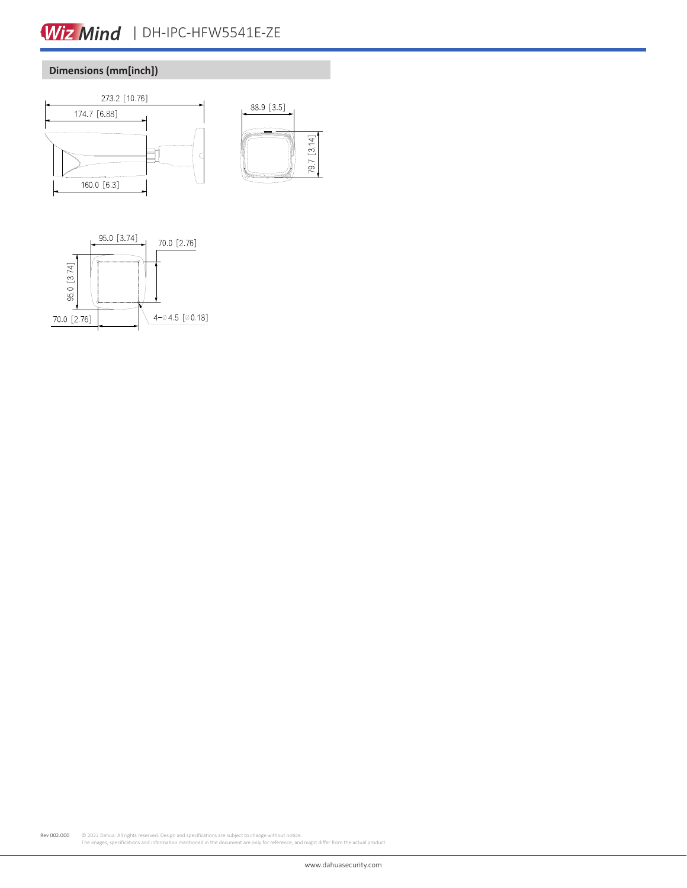## Dimensions (mm[inch])

273.2 [10.76]

174.7 [6.88]

160.0 [6.3]

88.9 [3.5]

79.7 [3.14]

95.0 [3.74]

70.0 [2.76]

95.0 [3.74]

70.0 [2.76]

4–⌀4.5 [⌀0.18]

Rev 002.000 © 2022 Dahua. All rights reserved. Design and specifications are subject to change without notice.
The images, specifications and information mentioned in the document are only for reference, and might differ from the actual product.

www.dahuasecurity.com